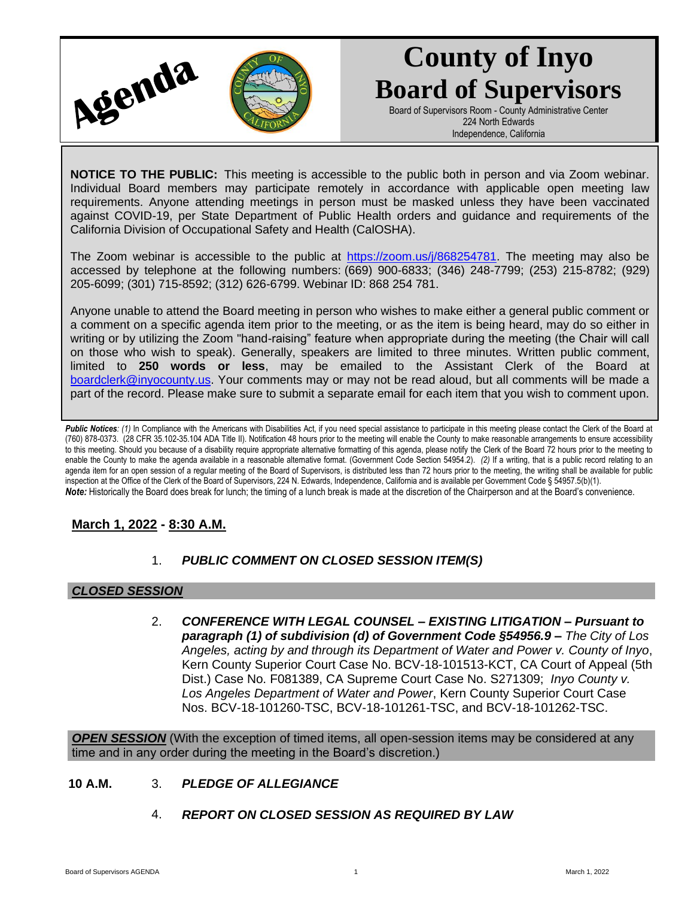# Agenda

# County of Inyo Board of Supervisors

Board of Supervisors Room - County Administrative Center
224 North Edwards
Independence, California

**NOTICE TO THE PUBLIC:** This meeting is accessible to the public both in person and via Zoom webinar. Individual Board members may participate remotely in accordance with applicable open meeting law requirements. Anyone attending meetings in person must be masked unless they have been vaccinated against COVID-19, per State Department of Public Health orders and guidance and requirements of the California Division of Occupational Safety and Health (CalOSHA).

The Zoom webinar is accessible to the public at https://zoom.us/j/868254781. The meeting may also be accessed by telephone at the following numbers: (669) 900-6833; (346) 248-7799; (253) 215-8782; (929) 205-6099; (301) 715-8592; (312) 626-6799. Webinar ID: 868 254 781.

Anyone unable to attend the Board meeting in person who wishes to make either a general public comment or a comment on a specific agenda item prior to the meeting, or as the item is being heard, may do so either in writing or by utilizing the Zoom "hand-raising" feature when appropriate during the meeting (the Chair will call on those who wish to speak). Generally, speakers are limited to three minutes. Written public comment, limited to **250 words or less**, may be emailed to the Assistant Clerk of the Board at boardclerk@inyocounty.us. Your comments may or may not be read aloud, but all comments will be made a part of the record. Please make sure to submit a separate email for each item that you wish to comment upon.

***Public Notices**: (1)* In Compliance with the Americans with Disabilities Act, if you need special assistance to participate in this meeting please contact the Clerk of the Board at (760) 878-0373. (28 CFR 35.102-35.104 ADA Title II). Notification 48 hours prior to the meeting will enable the County to make reasonable arrangements to ensure accessibility to this meeting. Should you because of a disability require appropriate alternative formatting of this agenda, please notify the Clerk of the Board 72 hours prior to the meeting to enable the County to make the agenda available in a reasonable alternative format. (Government Code Section 54954.2). *(2)* If a writing, that is a public record relating to an agenda item for an open session of a regular meeting of the Board of Supervisors, is distributed less than 72 hours prior to the meeting, the writing shall be available for public inspection at the Office of the Clerk of the Board of Supervisors, 224 N. Edwards, Independence, California and is available per Government Code § 54957.5(b)(1).
***Note:*** Historically the Board does break for lunch; the timing of a lunch break is made at the discretion of the Chairperson and at the Board's convenience.

**March 1, 2022 - 8:30 A.M.**

1. ***PUBLIC COMMENT ON CLOSED SESSION ITEM(S)***

***CLOSED SESSION***

2. ***CONFERENCE WITH LEGAL COUNSEL – EXISTING LITIGATION – Pursuant to paragraph (1) of subdivision (d) of Government Code §54956.9 –*** *The City of Los Angeles, acting by and through its Department of Water and Power v. County of Inyo*, Kern County Superior Court Case No. BCV-18-101513-KCT, CA Court of Appeal (5th Dist.) Case No. F081389, CA Supreme Court Case No. S271309; *Inyo County v. Los Angeles Department of Water and Power*, Kern County Superior Court Case Nos. BCV-18-101260-TSC, BCV-18-101261-TSC, and BCV-18-101262-TSC.

***OPEN SESSION*** (With the exception of timed items, all open-session items may be considered at any time and in any order during the meeting in the Board's discretion.)

**10 A.M.** 3. ***PLEDGE OF ALLEGIANCE***

4. ***REPORT ON CLOSED SESSION AS REQUIRED BY LAW***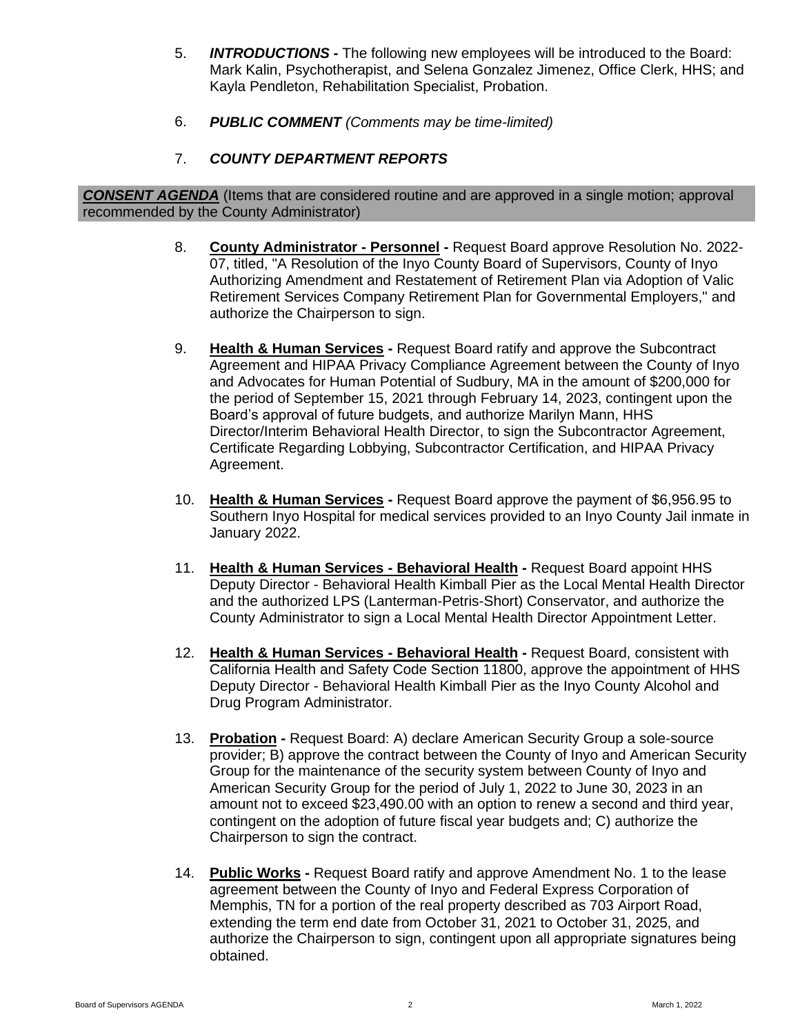5. ***INTRODUCTIONS -*** The following new employees will be introduced to the Board: Mark Kalin, Psychotherapist, and Selena Gonzalez Jimenez, Office Clerk, HHS; and Kayla Pendleton, Rehabilitation Specialist, Probation.

6. ***PUBLIC COMMENT*** *(Comments may be time-limited)*

7. ***COUNTY DEPARTMENT REPORTS***

***CONSENT AGENDA*** (Items that are considered routine and are approved in a single motion; approval recommended by the County Administrator)

8. **County Administrator - Personnel -** Request Board approve Resolution No. 2022-07, titled, "A Resolution of the Inyo County Board of Supervisors, County of Inyo Authorizing Amendment and Restatement of Retirement Plan via Adoption of Valic Retirement Services Company Retirement Plan for Governmental Employers," and authorize the Chairperson to sign.

9. **Health & Human Services -** Request Board ratify and approve the Subcontract Agreement and HIPAA Privacy Compliance Agreement between the County of Inyo and Advocates for Human Potential of Sudbury, MA in the amount of $200,000 for the period of September 15, 2021 through February 14, 2023, contingent upon the Board's approval of future budgets, and authorize Marilyn Mann, HHS Director/Interim Behavioral Health Director, to sign the Subcontractor Agreement, Certificate Regarding Lobbying, Subcontractor Certification, and HIPAA Privacy Agreement.

10. **Health & Human Services -** Request Board approve the payment of $6,956.95 to Southern Inyo Hospital for medical services provided to an Inyo County Jail inmate in January 2022.

11. **Health & Human Services - Behavioral Health -** Request Board appoint HHS Deputy Director - Behavioral Health Kimball Pier as the Local Mental Health Director and the authorized LPS (Lanterman-Petris-Short) Conservator, and authorize the County Administrator to sign a Local Mental Health Director Appointment Letter.

12. **Health & Human Services - Behavioral Health -** Request Board, consistent with California Health and Safety Code Section 11800, approve the appointment of HHS Deputy Director - Behavioral Health Kimball Pier as the Inyo County Alcohol and Drug Program Administrator.

13. **Probation -** Request Board: A) declare American Security Group a sole-source provider; B) approve the contract between the County of Inyo and American Security Group for the maintenance of the security system between County of Inyo and American Security Group for the period of July 1, 2022 to June 30, 2023 in an amount not to exceed $23,490.00 with an option to renew a second and third year, contingent on the adoption of future fiscal year budgets and; C) authorize the Chairperson to sign the contract.

14. **Public Works -** Request Board ratify and approve Amendment No. 1 to the lease agreement between the County of Inyo and Federal Express Corporation of Memphis, TN for a portion of the real property described as 703 Airport Road, extending the term end date from October 31, 2021 to October 31, 2025, and authorize the Chairperson to sign, contingent upon all appropriate signatures being obtained.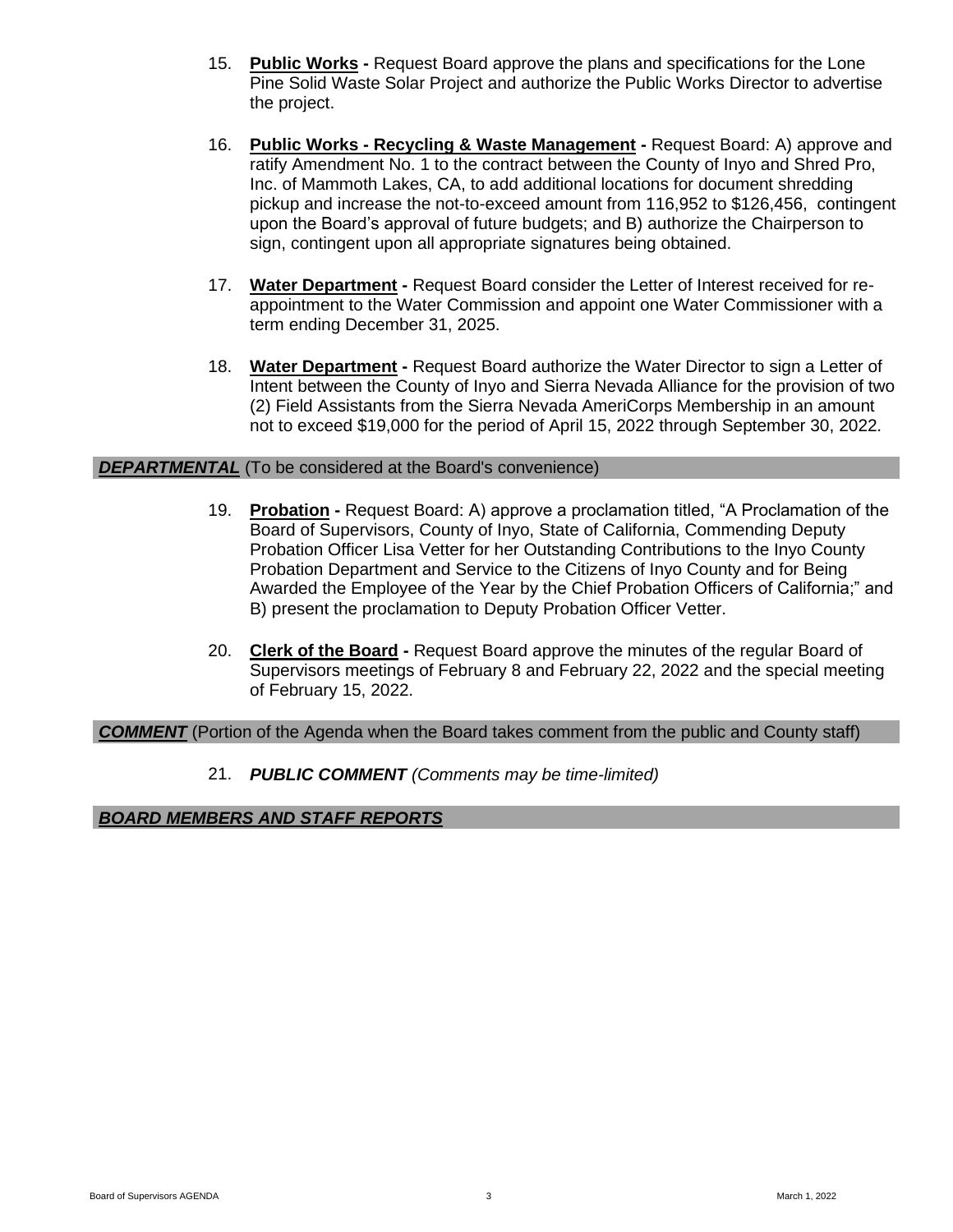15. **Public Works -** Request Board approve the plans and specifications for the Lone Pine Solid Waste Solar Project and authorize the Public Works Director to advertise the project.

16. **Public Works - Recycling & Waste Management -** Request Board: A) approve and ratify Amendment No. 1 to the contract between the County of Inyo and Shred Pro, Inc. of Mammoth Lakes, CA, to add additional locations for document shredding pickup and increase the not-to-exceed amount from 116,952 to $126,456, contingent upon the Board's approval of future budgets; and B) authorize the Chairperson to sign, contingent upon all appropriate signatures being obtained.

17. **Water Department -** Request Board consider the Letter of Interest received for re-appointment to the Water Commission and appoint one Water Commissioner with a term ending December 31, 2025.

18. **Water Department -** Request Board authorize the Water Director to sign a Letter of Intent between the County of Inyo and Sierra Nevada Alliance for the provision of two (2) Field Assistants from the Sierra Nevada AmeriCorps Membership in an amount not to exceed $19,000 for the period of April 15, 2022 through September 30, 2022.

***DEPARTMENTAL*** (To be considered at the Board's convenience)

19. **Probation -** Request Board: A) approve a proclamation titled, "A Proclamation of the Board of Supervisors, County of Inyo, State of California, Commending Deputy Probation Officer Lisa Vetter for her Outstanding Contributions to the Inyo County Probation Department and Service to the Citizens of Inyo County and for Being Awarded the Employee of the Year by the Chief Probation Officers of California;" and B) present the proclamation to Deputy Probation Officer Vetter.

20. **Clerk of the Board -** Request Board approve the minutes of the regular Board of Supervisors meetings of February 8 and February 22, 2022 and the special meeting of February 15, 2022.

***COMMENT*** (Portion of the Agenda when the Board takes comment from the public and County staff)

21. ***PUBLIC COMMENT*** *(Comments may be time-limited)*

***BOARD MEMBERS AND STAFF REPORTS***